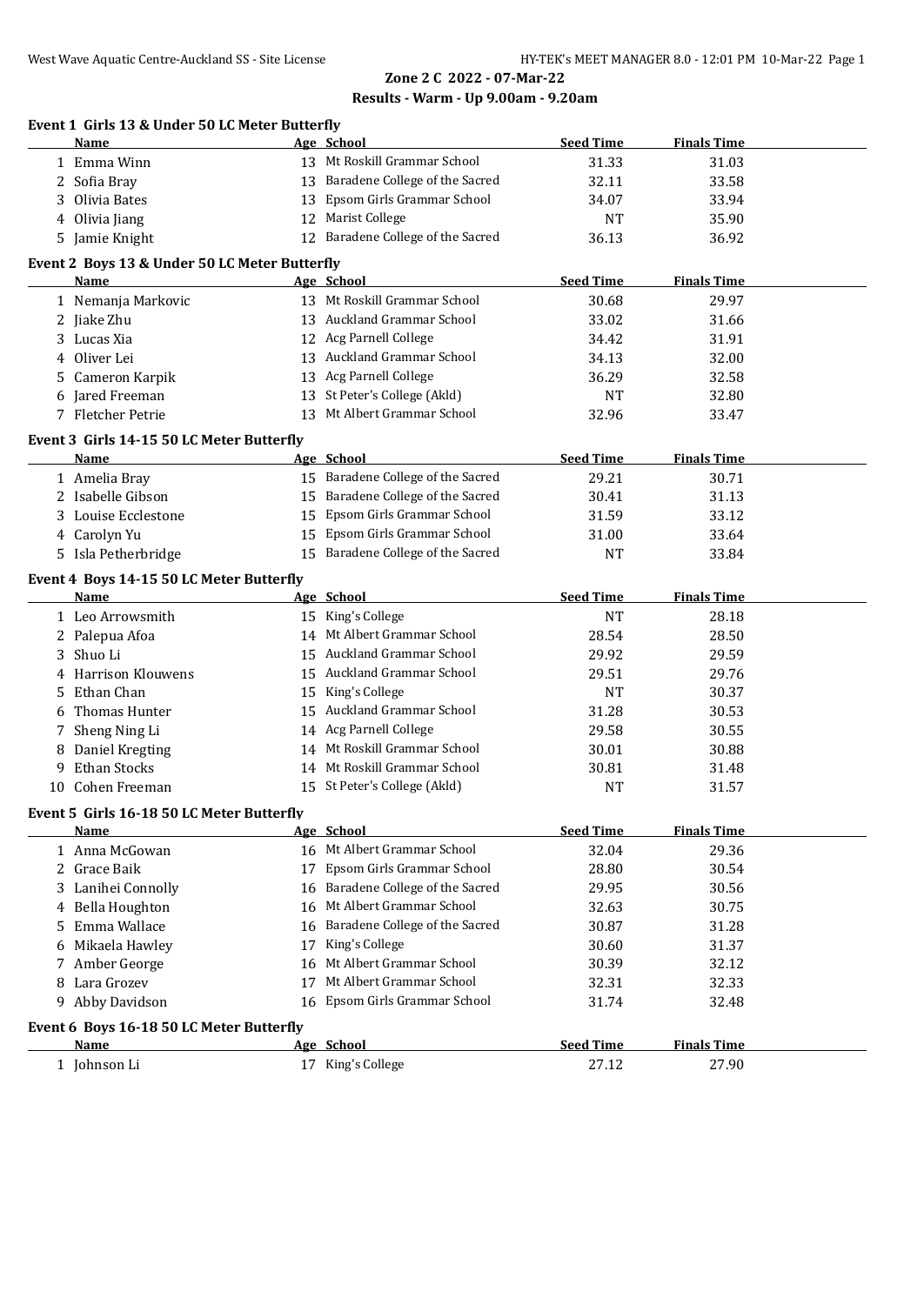## Zone 2 C 2022 - 07-Mar-22

### Results - Warm - Up 9.00am - 9.20am

#### Event 1 Girls 13 & Under 50 LC Meter Butterfly

| | Name | Age | School | Seed Time | Finals Time |
|---|---|---|---|---|---|
| 1 | Emma Winn | 13 | Mt Roskill Grammar School | 31.33 | 31.03 |
| 2 | Sofia Bray | 13 | Baradene College of the Sacred | 32.11 | 33.58 |
| 3 | Olivia Bates | 13 | Epsom Girls Grammar School | 34.07 | 33.94 |
| 4 | Olivia Jiang | 12 | Marist College | NT | 35.90 |
| 5 | Jamie Knight | 12 | Baradene College of the Sacred | 36.13 | 36.92 |

#### Event 2 Boys 13 & Under 50 LC Meter Butterfly

| | Name | Age | School | Seed Time | Finals Time |
|---|---|---|---|---|---|
| 1 | Nemanja Markovic | 13 | Mt Roskill Grammar School | 30.68 | 29.97 |
| 2 | Jiake Zhu | 13 | Auckland Grammar School | 33.02 | 31.66 |
| 3 | Lucas Xia | 12 | Acg Parnell College | 34.42 | 31.91 |
| 4 | Oliver Lei | 13 | Auckland Grammar School | 34.13 | 32.00 |
| 5 | Cameron Karpik | 13 | Acg Parnell College | 36.29 | 32.58 |
| 6 | Jared Freeman | 13 | St Peter's College (Akld) | NT | 32.80 |
| 7 | Fletcher Petrie | 13 | Mt Albert Grammar School | 32.96 | 33.47 |

#### Event 3 Girls 14-15 50 LC Meter Butterfly

| | Name | Age | School | Seed Time | Finals Time |
|---|---|---|---|---|---|
| 1 | Amelia Bray | 15 | Baradene College of the Sacred | 29.21 | 30.71 |
| 2 | Isabelle Gibson | 15 | Baradene College of the Sacred | 30.41 | 31.13 |
| 3 | Louise Ecclestone | 15 | Epsom Girls Grammar School | 31.59 | 33.12 |
| 4 | Carolyn Yu | 15 | Epsom Girls Grammar School | 31.00 | 33.64 |
| 5 | Isla Petherbridge | 15 | Baradene College of the Sacred | NT | 33.84 |

#### Event 4 Boys 14-15 50 LC Meter Butterfly

| | Name | Age | School | Seed Time | Finals Time |
|---|---|---|---|---|---|
| 1 | Leo Arrowsmith | 15 | King's College | NT | 28.18 |
| 2 | Palepua Afoa | 14 | Mt Albert Grammar School | 28.54 | 28.50 |
| 3 | Shuo Li | 15 | Auckland Grammar School | 29.92 | 29.59 |
| 4 | Harrison Klouwens | 15 | Auckland Grammar School | 29.51 | 29.76 |
| 5 | Ethan Chan | 15 | King's College | NT | 30.37 |
| 6 | Thomas Hunter | 15 | Auckland Grammar School | 31.28 | 30.53 |
| 7 | Sheng Ning Li | 14 | Acg Parnell College | 29.58 | 30.55 |
| 8 | Daniel Kregting | 14 | Mt Roskill Grammar School | 30.01 | 30.88 |
| 9 | Ethan Stocks | 14 | Mt Roskill Grammar School | 30.81 | 31.48 |
| 10 | Cohen Freeman | 15 | St Peter's College (Akld) | NT | 31.57 |

#### Event 5 Girls 16-18 50 LC Meter Butterfly

| | Name | Age | School | Seed Time | Finals Time |
|---|---|---|---|---|---|
| 1 | Anna McGowan | 16 | Mt Albert Grammar School | 32.04 | 29.36 |
| 2 | Grace Baik | 17 | Epsom Girls Grammar School | 28.80 | 30.54 |
| 3 | Lanihei Connolly | 16 | Baradene College of the Sacred | 29.95 | 30.56 |
| 4 | Bella Houghton | 16 | Mt Albert Grammar School | 32.63 | 30.75 |
| 5 | Emma Wallace | 16 | Baradene College of the Sacred | 30.87 | 31.28 |
| 6 | Mikaela Hawley | 17 | King's College | 30.60 | 31.37 |
| 7 | Amber George | 16 | Mt Albert Grammar School | 30.39 | 32.12 |
| 8 | Lara Grozev | 17 | Mt Albert Grammar School | 32.31 | 32.33 |
| 9 | Abby Davidson | 16 | Epsom Girls Grammar School | 31.74 | 32.48 |

#### Event 6 Boys 16-18 50 LC Meter Butterfly

| | Name | Age | School | Seed Time | Finals Time |
|---|---|---|---|---|---|
| 1 | Johnson Li | 17 | King's College | 27.12 | 27.90 |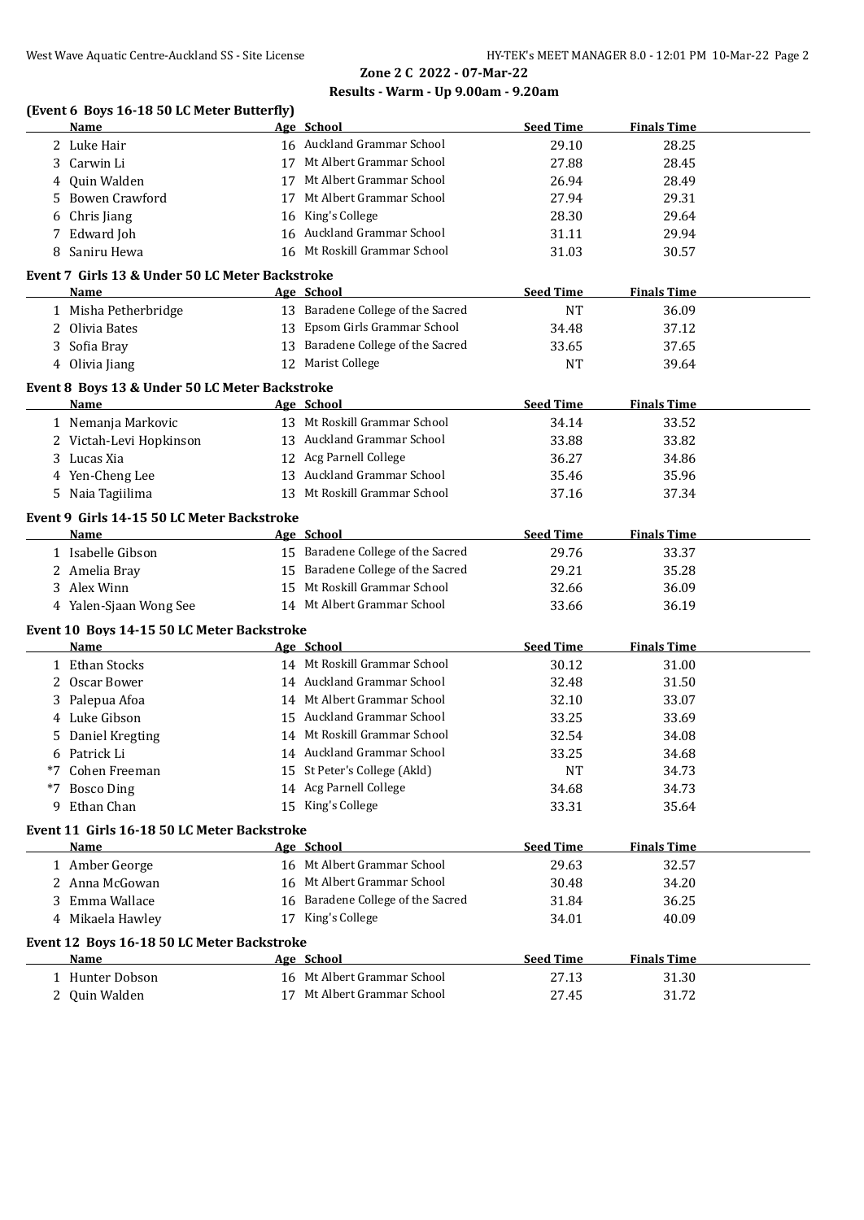**Zone 2 C 2022 - 07-Mar-22**
**Results - Warm - Up 9.00am - 9.20am**

### (Event 6 Boys 16-18 50 LC Meter Butterfly)

| | Name | Age | School | Seed Time | Finals Time |
|---|---|---|---|---|---|
| 2 | Luke Hair | 16 | Auckland Grammar School | 29.10 | 28.25 |
| 3 | Carwin Li | 17 | Mt Albert Grammar School | 27.88 | 28.45 |
| 4 | Quin Walden | 17 | Mt Albert Grammar School | 26.94 | 28.49 |
| 5 | Bowen Crawford | 17 | Mt Albert Grammar School | 27.94 | 29.31 |
| 6 | Chris Jiang | 16 | King's College | 28.30 | 29.64 |
| 7 | Edward Joh | 16 | Auckland Grammar School | 31.11 | 29.94 |
| 8 | Saniru Hewa | 16 | Mt Roskill Grammar School | 31.03 | 30.57 |

### Event 7 Girls 13 & Under 50 LC Meter Backstroke

| | Name | Age | School | Seed Time | Finals Time |
|---|---|---|---|---|---|
| 1 | Misha Petherbridge | 13 | Baradene College of the Sacred | NT | 36.09 |
| 2 | Olivia Bates | 13 | Epsom Girls Grammar School | 34.48 | 37.12 |
| 3 | Sofia Bray | 13 | Baradene College of the Sacred | 33.65 | 37.65 |
| 4 | Olivia Jiang | 12 | Marist College | NT | 39.64 |

### Event 8 Boys 13 & Under 50 LC Meter Backstroke

| | Name | Age | School | Seed Time | Finals Time |
|---|---|---|---|---|---|
| 1 | Nemanja Markovic | 13 | Mt Roskill Grammar School | 34.14 | 33.52 |
| 2 | Victah-Levi Hopkinson | 13 | Auckland Grammar School | 33.88 | 33.82 |
| 3 | Lucas Xia | 12 | Acg Parnell College | 36.27 | 34.86 |
| 4 | Yen-Cheng Lee | 13 | Auckland Grammar School | 35.46 | 35.96 |
| 5 | Naia Tagiilima | 13 | Mt Roskill Grammar School | 37.16 | 37.34 |

### Event 9 Girls 14-15 50 LC Meter Backstroke

| | Name | Age | School | Seed Time | Finals Time |
|---|---|---|---|---|---|
| 1 | Isabelle Gibson | 15 | Baradene College of the Sacred | 29.76 | 33.37 |
| 2 | Amelia Bray | 15 | Baradene College of the Sacred | 29.21 | 35.28 |
| 3 | Alex Winn | 15 | Mt Roskill Grammar School | 32.66 | 36.09 |
| 4 | Yalen-Sjaan Wong See | 14 | Mt Albert Grammar School | 33.66 | 36.19 |

### Event 10 Boys 14-15 50 LC Meter Backstroke

| | Name | Age | School | Seed Time | Finals Time |
|---|---|---|---|---|---|
| 1 | Ethan Stocks | 14 | Mt Roskill Grammar School | 30.12 | 31.00 |
| 2 | Oscar Bower | 14 | Auckland Grammar School | 32.48 | 31.50 |
| 3 | Palepua Afoa | 14 | Mt Albert Grammar School | 32.10 | 33.07 |
| 4 | Luke Gibson | 15 | Auckland Grammar School | 33.25 | 33.69 |
| 5 | Daniel Kregting | 14 | Mt Roskill Grammar School | 32.54 | 34.08 |
| 6 | Patrick Li | 14 | Auckland Grammar School | 33.25 | 34.68 |
| *7 | Cohen Freeman | 15 | St Peter's College (Akld) | NT | 34.73 |
| *7 | Bosco Ding | 14 | Acg Parnell College | 34.68 | 34.73 |
| 9 | Ethan Chan | 15 | King's College | 33.31 | 35.64 |

### Event 11 Girls 16-18 50 LC Meter Backstroke

| | Name | Age | School | Seed Time | Finals Time |
|---|---|---|---|---|---|
| 1 | Amber George | 16 | Mt Albert Grammar School | 29.63 | 32.57 |
| 2 | Anna McGowan | 16 | Mt Albert Grammar School | 30.48 | 34.20 |
| 3 | Emma Wallace | 16 | Baradene College of the Sacred | 31.84 | 36.25 |
| 4 | Mikaela Hawley | 17 | King's College | 34.01 | 40.09 |

### Event 12 Boys 16-18 50 LC Meter Backstroke

| | Name | Age | School | Seed Time | Finals Time |
|---|---|---|---|---|---|
| 1 | Hunter Dobson | 16 | Mt Albert Grammar School | 27.13 | 31.30 |
| 2 | Quin Walden | 17 | Mt Albert Grammar School | 27.45 | 31.72 |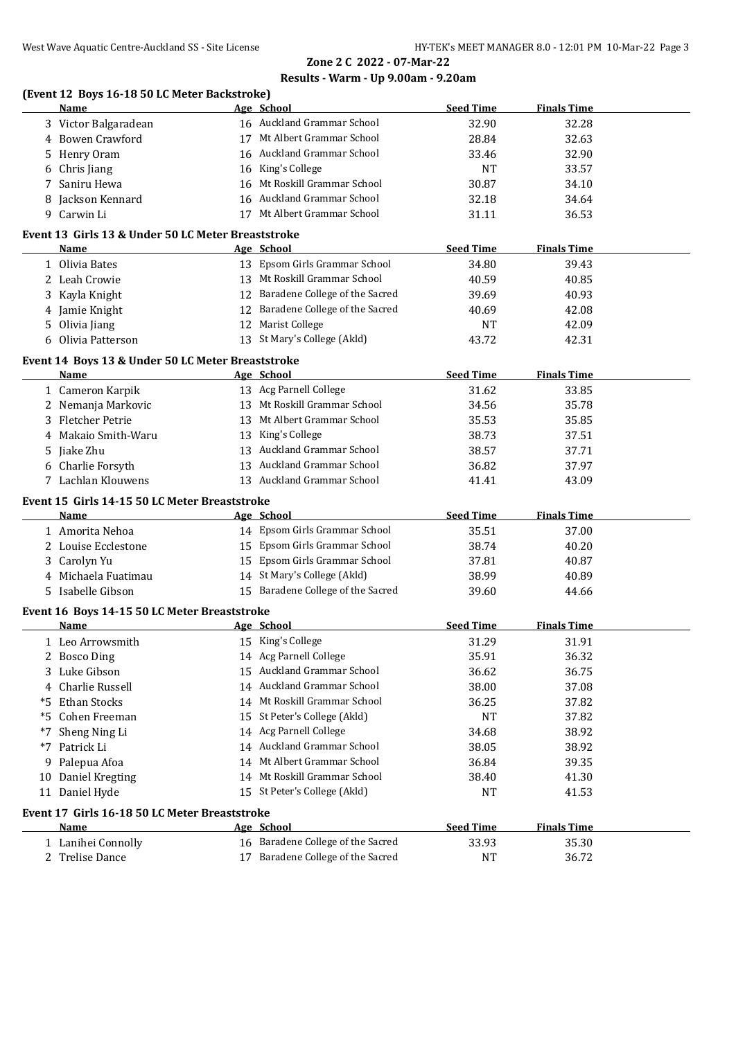## Zone 2 C 2022 - 07-Mar-22

### Results - Warm - Up 9.00am - 9.20am

**(Event 12 Boys 16-18 50 LC Meter Backstroke)**

| | Name | Age | School | Seed Time | Finals Time |
|---|---|---|---|---|---|
| 3 | Victor Balgaradean | 16 | Auckland Grammar School | 32.90 | 32.28 |
| 4 | Bowen Crawford | 17 | Mt Albert Grammar School | 28.84 | 32.63 |
| 5 | Henry Oram | 16 | Auckland Grammar School | 33.46 | 32.90 |
| 6 | Chris Jiang | 16 | King's College | NT | 33.57 |
| 7 | Saniru Hewa | 16 | Mt Roskill Grammar School | 30.87 | 34.10 |
| 8 | Jackson Kennard | 16 | Auckland Grammar School | 32.18 | 34.64 |
| 9 | Carwin Li | 17 | Mt Albert Grammar School | 31.11 | 36.53 |

**Event 13 Girls 13 & Under 50 LC Meter Breaststroke**

| | Name | Age | School | Seed Time | Finals Time |
|---|---|---|---|---|---|
| 1 | Olivia Bates | 13 | Epsom Girls Grammar School | 34.80 | 39.43 |
| 2 | Leah Crowie | 13 | Mt Roskill Grammar School | 40.59 | 40.85 |
| 3 | Kayla Knight | 12 | Baradene College of the Sacred | 39.69 | 40.93 |
| 4 | Jamie Knight | 12 | Baradene College of the Sacred | 40.69 | 42.08 |
| 5 | Olivia Jiang | 12 | Marist College | NT | 42.09 |
| 6 | Olivia Patterson | 13 | St Mary's College (Akld) | 43.72 | 42.31 |

**Event 14 Boys 13 & Under 50 LC Meter Breaststroke**

| | Name | Age | School | Seed Time | Finals Time |
|---|---|---|---|---|---|
| 1 | Cameron Karpik | 13 | Acg Parnell College | 31.62 | 33.85 |
| 2 | Nemanja Markovic | 13 | Mt Roskill Grammar School | 34.56 | 35.78 |
| 3 | Fletcher Petrie | 13 | Mt Albert Grammar School | 35.53 | 35.85 |
| 4 | Makaio Smith-Waru | 13 | King's College | 38.73 | 37.51 |
| 5 | Jiake Zhu | 13 | Auckland Grammar School | 38.57 | 37.71 |
| 6 | Charlie Forsyth | 13 | Auckland Grammar School | 36.82 | 37.97 |
| 7 | Lachlan Klouwens | 13 | Auckland Grammar School | 41.41 | 43.09 |

**Event 15 Girls 14-15 50 LC Meter Breaststroke**

| | Name | Age | School | Seed Time | Finals Time |
|---|---|---|---|---|---|
| 1 | Amorita Nehoa | 14 | Epsom Girls Grammar School | 35.51 | 37.00 |
| 2 | Louise Ecclestone | 15 | Epsom Girls Grammar School | 38.74 | 40.20 |
| 3 | Carolyn Yu | 15 | Epsom Girls Grammar School | 37.81 | 40.87 |
| 4 | Michaela Fuatimau | 14 | St Mary's College (Akld) | 38.99 | 40.89 |
| 5 | Isabelle Gibson | 15 | Baradene College of the Sacred | 39.60 | 44.66 |

**Event 16 Boys 14-15 50 LC Meter Breaststroke**

| | Name | Age | School | Seed Time | Finals Time |
|---|---|---|---|---|---|
| 1 | Leo Arrowsmith | 15 | King's College | 31.29 | 31.91 |
| 2 | Bosco Ding | 14 | Acg Parnell College | 35.91 | 36.32 |
| 3 | Luke Gibson | 15 | Auckland Grammar School | 36.62 | 36.75 |
| 4 | Charlie Russell | 14 | Auckland Grammar School | 38.00 | 37.08 |
| *5 | Ethan Stocks | 14 | Mt Roskill Grammar School | 36.25 | 37.82 |
| *5 | Cohen Freeman | 15 | St Peter's College (Akld) | NT | 37.82 |
| *7 | Sheng Ning Li | 14 | Acg Parnell College | 34.68 | 38.92 |
| *7 | Patrick Li | 14 | Auckland Grammar School | 38.05 | 38.92 |
| 9 | Palepua Afoa | 14 | Mt Albert Grammar School | 36.84 | 39.35 |
| 10 | Daniel Kregting | 14 | Mt Roskill Grammar School | 38.40 | 41.30 |
| 11 | Daniel Hyde | 15 | St Peter's College (Akld) | NT | 41.53 |

**Event 17 Girls 16-18 50 LC Meter Breaststroke**

| | Name | Age | School | Seed Time | Finals Time |
|---|---|---|---|---|---|
| 1 | Lanihei Connolly | 16 | Baradene College of the Sacred | 33.93 | 35.30 |
| 2 | Trelise Dance | 17 | Baradene College of the Sacred | NT | 36.72 |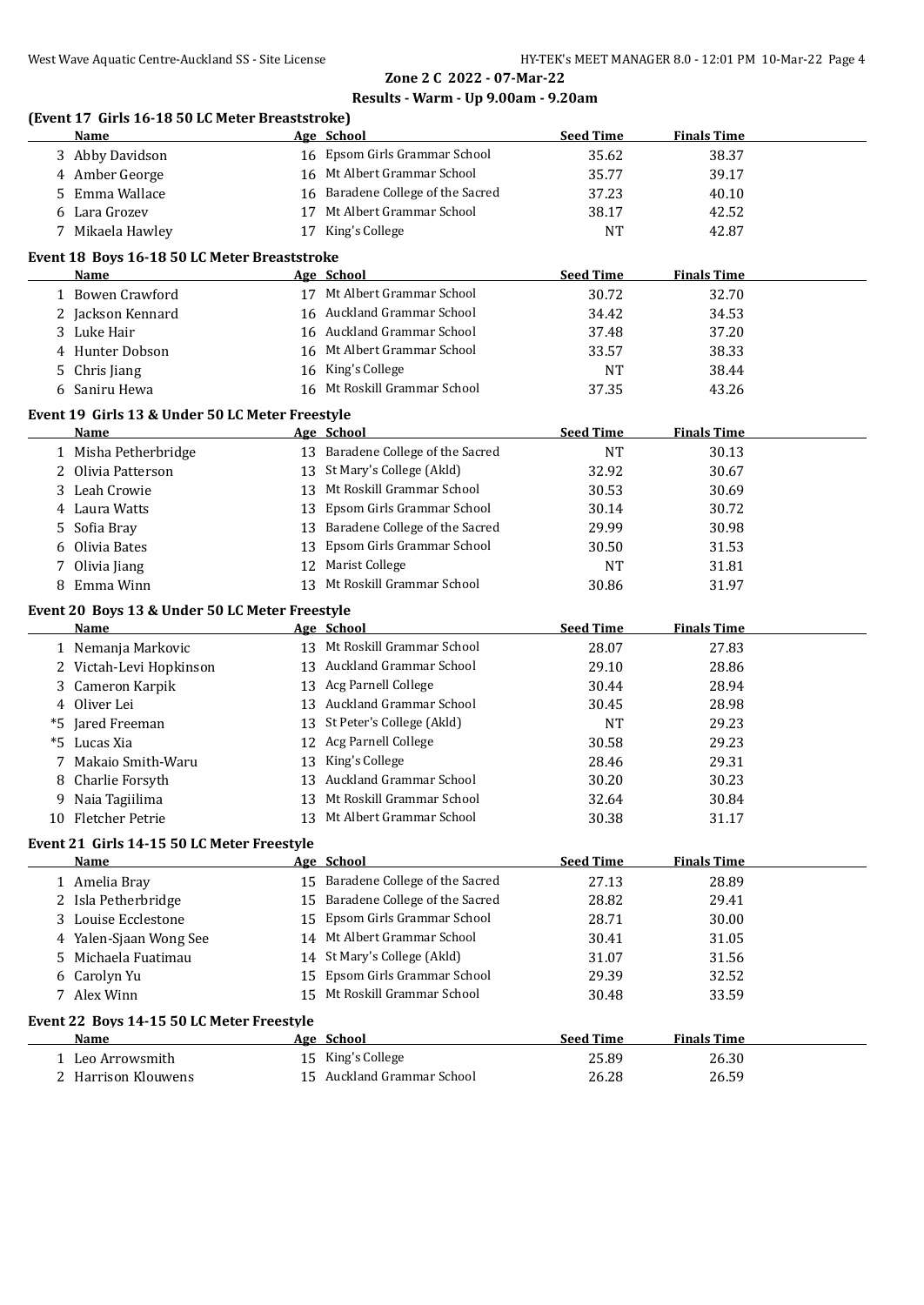## Zone 2 C 2022 - 07-Mar-22

### Results - Warm - Up 9.00am - 9.20am

**(Event 17 Girls 16-18 50 LC Meter Breaststroke)**

| | Name | Age | School | Seed Time | Finals Time |
|---|---|---|---|---|---|
| 3 | Abby Davidson | 16 | Epsom Girls Grammar School | 35.62 | 38.37 |
| 4 | Amber George | 16 | Mt Albert Grammar School | 35.77 | 39.17 |
| 5 | Emma Wallace | 16 | Baradene College of the Sacred | 37.23 | 40.10 |
| 6 | Lara Grozev | 17 | Mt Albert Grammar School | 38.17 | 42.52 |
| 7 | Mikaela Hawley | 17 | King's College | NT | 42.87 |

**Event 18 Boys 16-18 50 LC Meter Breaststroke**

| | Name | Age | School | Seed Time | Finals Time |
|---|---|---|---|---|---|
| 1 | Bowen Crawford | 17 | Mt Albert Grammar School | 30.72 | 32.70 |
| 2 | Jackson Kennard | 16 | Auckland Grammar School | 34.42 | 34.53 |
| 3 | Luke Hair | 16 | Auckland Grammar School | 37.48 | 37.20 |
| 4 | Hunter Dobson | 16 | Mt Albert Grammar School | 33.57 | 38.33 |
| 5 | Chris Jiang | 16 | King's College | NT | 38.44 |
| 6 | Saniru Hewa | 16 | Mt Roskill Grammar School | 37.35 | 43.26 |

**Event 19 Girls 13 & Under 50 LC Meter Freestyle**

| | Name | Age | School | Seed Time | Finals Time |
|---|---|---|---|---|---|
| 1 | Misha Petherbridge | 13 | Baradene College of the Sacred | NT | 30.13 |
| 2 | Olivia Patterson | 13 | St Mary's College (Akld) | 32.92 | 30.67 |
| 3 | Leah Crowie | 13 | Mt Roskill Grammar School | 30.53 | 30.69 |
| 4 | Laura Watts | 13 | Epsom Girls Grammar School | 30.14 | 30.72 |
| 5 | Sofia Bray | 13 | Baradene College of the Sacred | 29.99 | 30.98 |
| 6 | Olivia Bates | 13 | Epsom Girls Grammar School | 30.50 | 31.53 |
| 7 | Olivia Jiang | 12 | Marist College | NT | 31.81 |
| 8 | Emma Winn | 13 | Mt Roskill Grammar School | 30.86 | 31.97 |

**Event 20 Boys 13 & Under 50 LC Meter Freestyle**

| | Name | Age | School | Seed Time | Finals Time |
|---|---|---|---|---|---|
| 1 | Nemanja Markovic | 13 | Mt Roskill Grammar School | 28.07 | 27.83 |
| 2 | Victah-Levi Hopkinson | 13 | Auckland Grammar School | 29.10 | 28.86 |
| 3 | Cameron Karpik | 13 | Acg Parnell College | 30.44 | 28.94 |
| 4 | Oliver Lei | 13 | Auckland Grammar School | 30.45 | 28.98 |
| *5 | Jared Freeman | 13 | St Peter's College (Akld) | NT | 29.23 |
| *5 | Lucas Xia | 12 | Acg Parnell College | 30.58 | 29.23 |
| 7 | Makaio Smith-Waru | 13 | King's College | 28.46 | 29.31 |
| 8 | Charlie Forsyth | 13 | Auckland Grammar School | 30.20 | 30.23 |
| 9 | Naia Tagiilima | 13 | Mt Roskill Grammar School | 32.64 | 30.84 |
| 10 | Fletcher Petrie | 13 | Mt Albert Grammar School | 30.38 | 31.17 |

**Event 21 Girls 14-15 50 LC Meter Freestyle**

| | Name | Age | School | Seed Time | Finals Time |
|---|---|---|---|---|---|
| 1 | Amelia Bray | 15 | Baradene College of the Sacred | 27.13 | 28.89 |
| 2 | Isla Petherbridge | 15 | Baradene College of the Sacred | 28.82 | 29.41 |
| 3 | Louise Ecclestone | 15 | Epsom Girls Grammar School | 28.71 | 30.00 |
| 4 | Yalen-Sjaan Wong See | 14 | Mt Albert Grammar School | 30.41 | 31.05 |
| 5 | Michaela Fuatimau | 14 | St Mary's College (Akld) | 31.07 | 31.56 |
| 6 | Carolyn Yu | 15 | Epsom Girls Grammar School | 29.39 | 32.52 |
| 7 | Alex Winn | 15 | Mt Roskill Grammar School | 30.48 | 33.59 |

**Event 22 Boys 14-15 50 LC Meter Freestyle**

| | Name | Age | School | Seed Time | Finals Time |
|---|---|---|---|---|---|
| 1 | Leo Arrowsmith | 15 | King's College | 25.89 | 26.30 |
| 2 | Harrison Klouwens | 15 | Auckland Grammar School | 26.28 | 26.59 |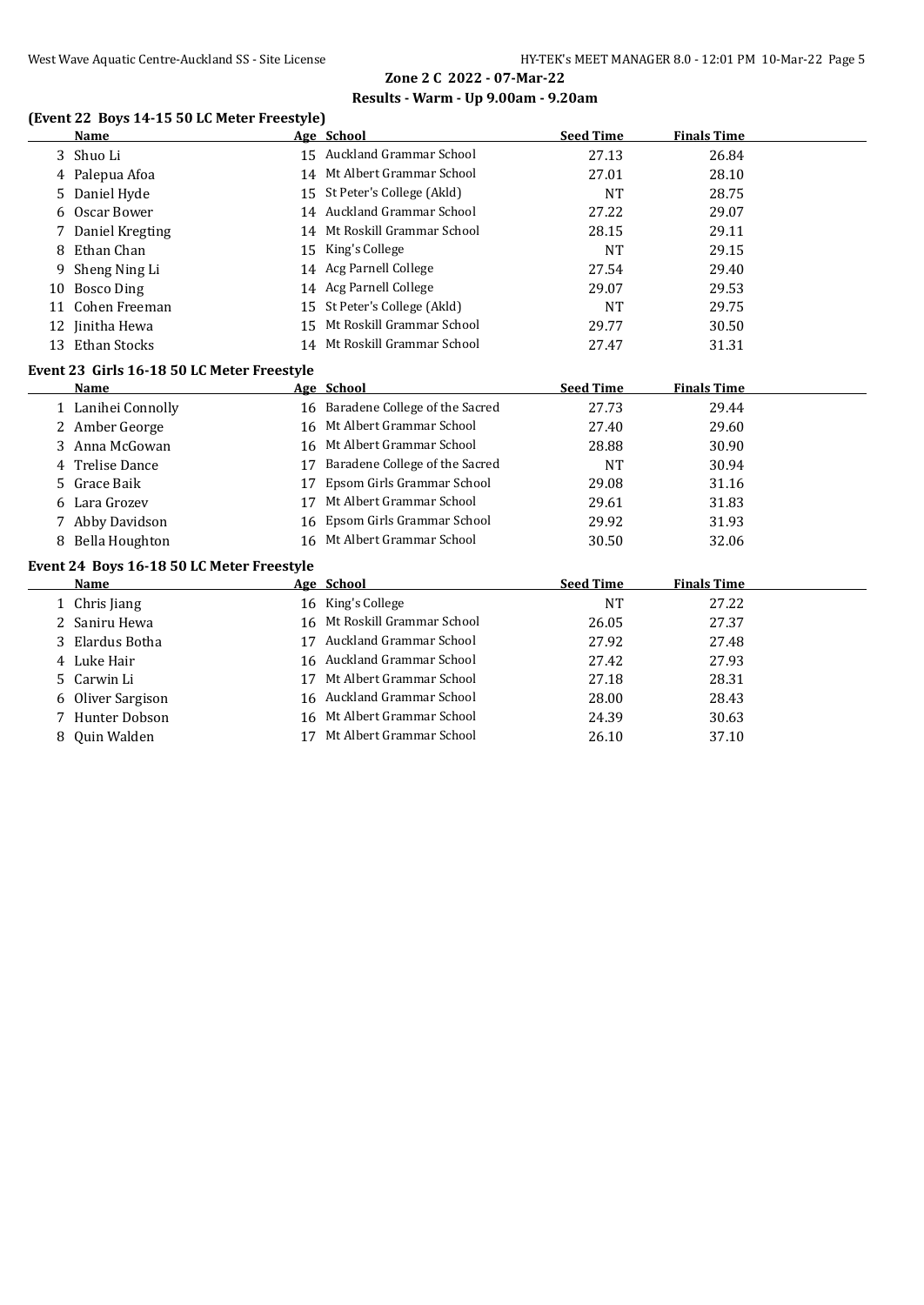## Zone 2 C 2022 - 07-Mar-22

### Results - Warm - Up 9.00am - 9.20am

### (Event 22 Boys 14-15 50 LC Meter Freestyle)

| | Name | Age | School | Seed Time | Finals Time |
|---|---|---|---|---|---|
| 3 | Shuo Li | 15 | Auckland Grammar School | 27.13 | 26.84 |
| 4 | Palepua Afoa | 14 | Mt Albert Grammar School | 27.01 | 28.10 |
| 5 | Daniel Hyde | 15 | St Peter's College (Akld) | NT | 28.75 |
| 6 | Oscar Bower | 14 | Auckland Grammar School | 27.22 | 29.07 |
| 7 | Daniel Kregting | 14 | Mt Roskill Grammar School | 28.15 | 29.11 |
| 8 | Ethan Chan | 15 | King's College | NT | 29.15 |
| 9 | Sheng Ning Li | 14 | Acg Parnell College | 27.54 | 29.40 |
| 10 | Bosco Ding | 14 | Acg Parnell College | 29.07 | 29.53 |
| 11 | Cohen Freeman | 15 | St Peter's College (Akld) | NT | 29.75 |
| 12 | Jinitha Hewa | 15 | Mt Roskill Grammar School | 29.77 | 30.50 |
| 13 | Ethan Stocks | 14 | Mt Roskill Grammar School | 27.47 | 31.31 |

### Event 23 Girls 16-18 50 LC Meter Freestyle

| | Name | Age | School | Seed Time | Finals Time |
|---|---|---|---|---|---|
| 1 | Lanihei Connolly | 16 | Baradene College of the Sacred | 27.73 | 29.44 |
| 2 | Amber George | 16 | Mt Albert Grammar School | 27.40 | 29.60 |
| 3 | Anna McGowan | 16 | Mt Albert Grammar School | 28.88 | 30.90 |
| 4 | Trelise Dance | 17 | Baradene College of the Sacred | NT | 30.94 |
| 5 | Grace Baik | 17 | Epsom Girls Grammar School | 29.08 | 31.16 |
| 6 | Lara Grozev | 17 | Mt Albert Grammar School | 29.61 | 31.83 |
| 7 | Abby Davidson | 16 | Epsom Girls Grammar School | 29.92 | 31.93 |
| 8 | Bella Houghton | 16 | Mt Albert Grammar School | 30.50 | 32.06 |

### Event 24 Boys 16-18 50 LC Meter Freestyle

| | Name | Age | School | Seed Time | Finals Time |
|---|---|---|---|---|---|
| 1 | Chris Jiang | 16 | King's College | NT | 27.22 |
| 2 | Saniru Hewa | 16 | Mt Roskill Grammar School | 26.05 | 27.37 |
| 3 | Elardus Botha | 17 | Auckland Grammar School | 27.92 | 27.48 |
| 4 | Luke Hair | 16 | Auckland Grammar School | 27.42 | 27.93 |
| 5 | Carwin Li | 17 | Mt Albert Grammar School | 27.18 | 28.31 |
| 6 | Oliver Sargison | 16 | Auckland Grammar School | 28.00 | 28.43 |
| 7 | Hunter Dobson | 16 | Mt Albert Grammar School | 24.39 | 30.63 |
| 8 | Quin Walden | 17 | Mt Albert Grammar School | 26.10 | 37.10 |